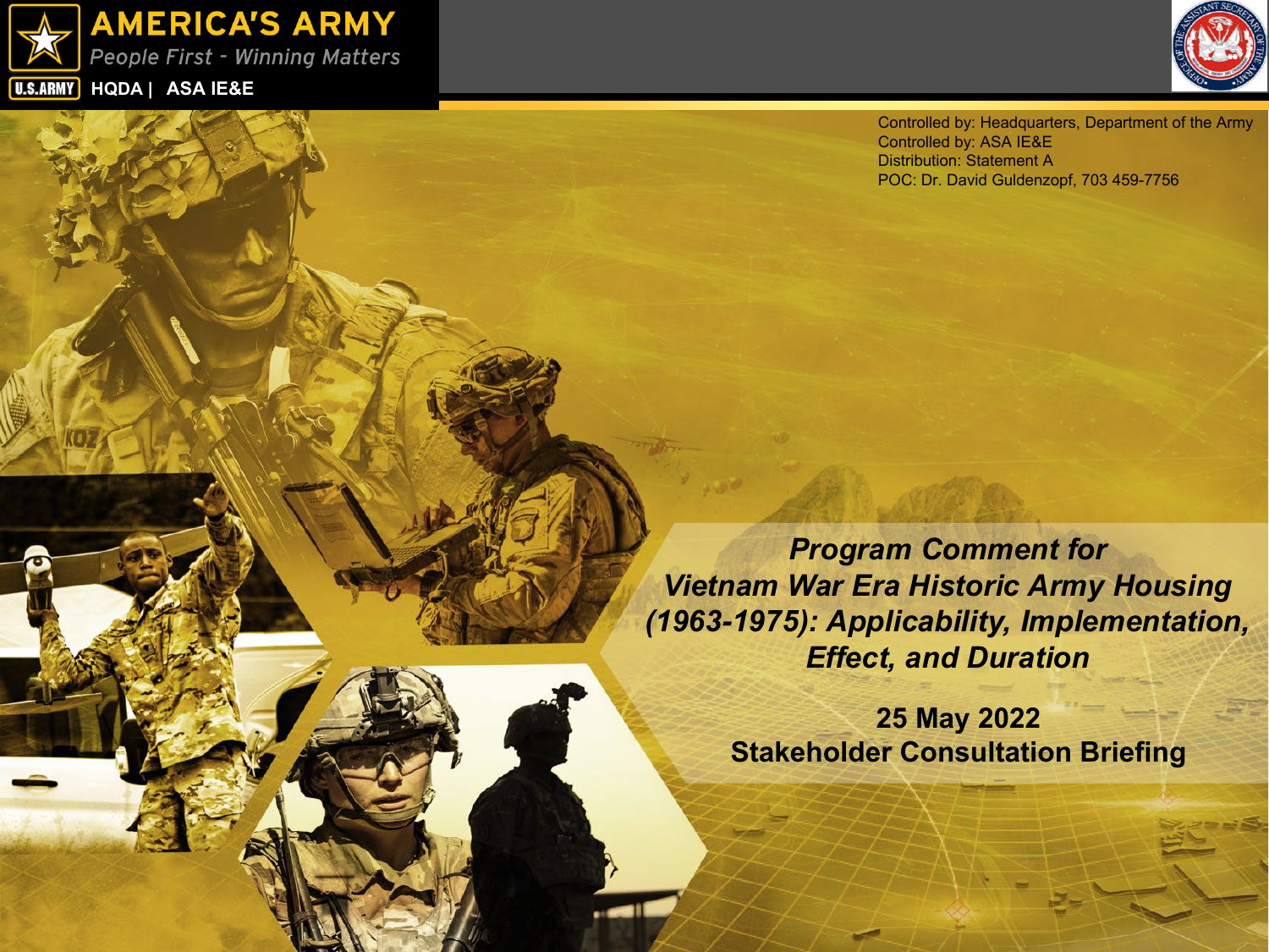AMERICA'S ARMY

*People First - Winning Matters*

U.S.ARMY HQDA | ASA IE&E

Controlled by: Headquarters, Department of the Army
Controlled by: ASA IE&E
Distribution: Statement A
POC: Dr. David Guldenzopf, 703 459-7756

# *Program Comment for Vietnam War Era Historic Army Housing (1963-1975): Applicability, Implementation, Effect, and Duration*

**25 May 2022**
**Stakeholder Consultation Briefing**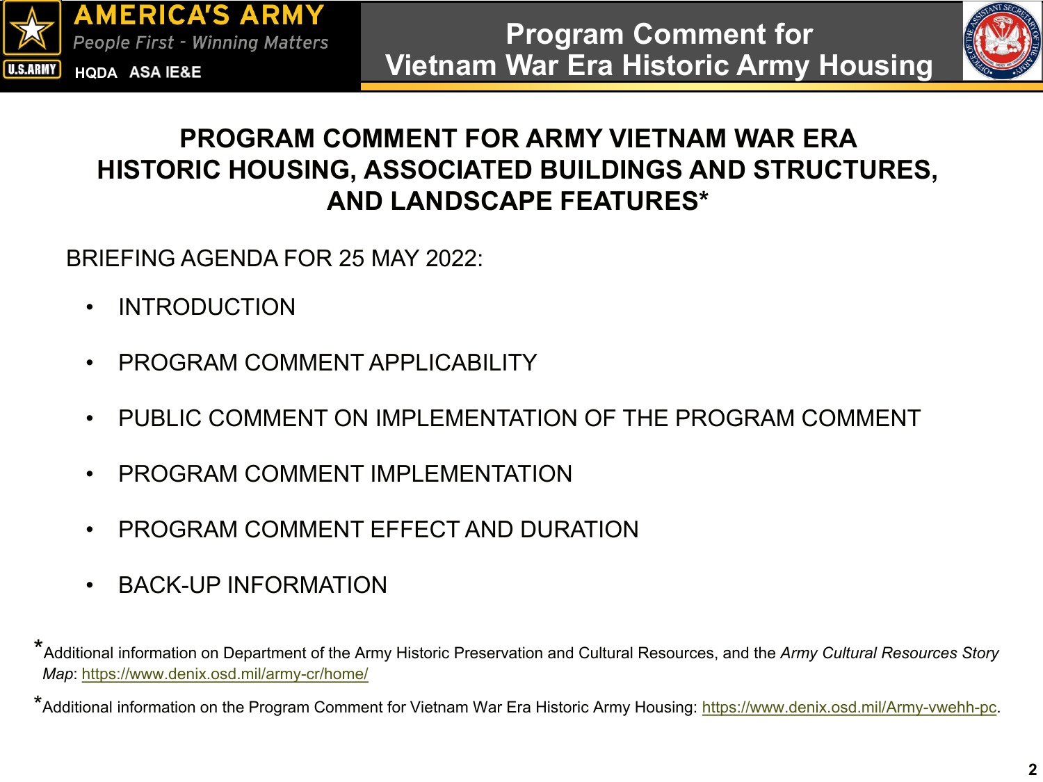# PROGRAM COMMENT FOR ARMY VIETNAM WAR ERA HISTORIC HOUSING, ASSOCIATED BUILDINGS AND STRUCTURES, AND LANDSCAPE FEATURES*

BRIEFING AGENDA FOR 25 MAY 2022:

- INTRODUCTION
- PROGRAM COMMENT APPLICABILITY
- PUBLIC COMMENT ON IMPLEMENTATION OF THE PROGRAM COMMENT
- PROGRAM COMMENT IMPLEMENTATION
- PROGRAM COMMENT EFFECT AND DURATION
- BACK-UP INFORMATION

*Additional information on Department of the Army Historic Preservation and Cultural Resources, and the *Army Cultural Resources Story Map*: https://www.denix.osd.mil/army-cr/home/

*Additional information on the Program Comment for Vietnam War Era Historic Army Housing: https://www.denix.osd.mil/Army-vwehh-pc.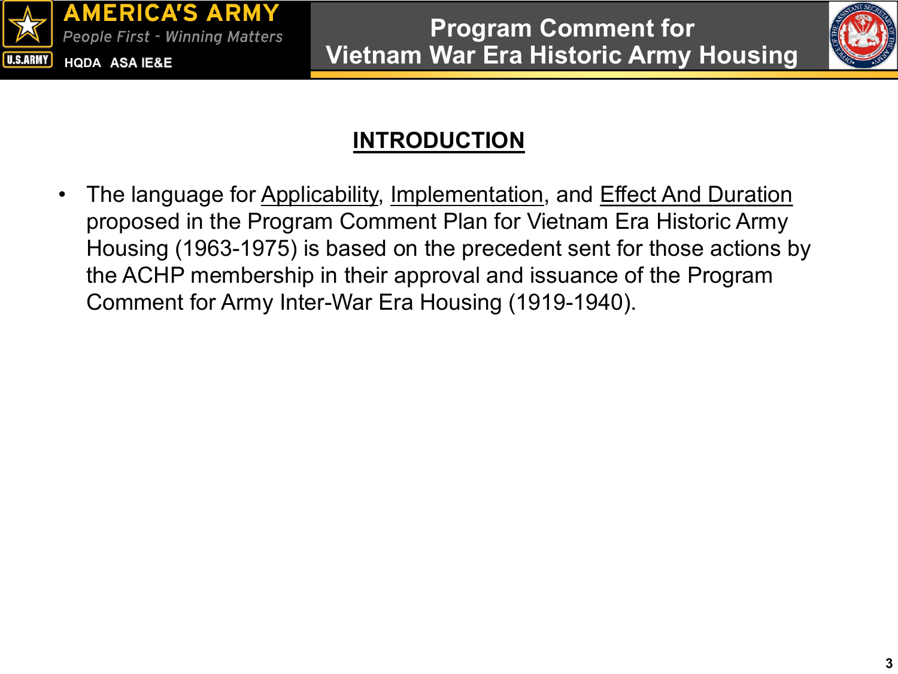## INTRODUCTION

- The language for Applicability, Implementation, and Effect And Duration proposed in the Program Comment Plan for Vietnam Era Historic Army Housing (1963-1975) is based on the precedent sent for those actions by the ACHP membership in their approval and issuance of the Program Comment for Army Inter-War Era Housing (1919-1940).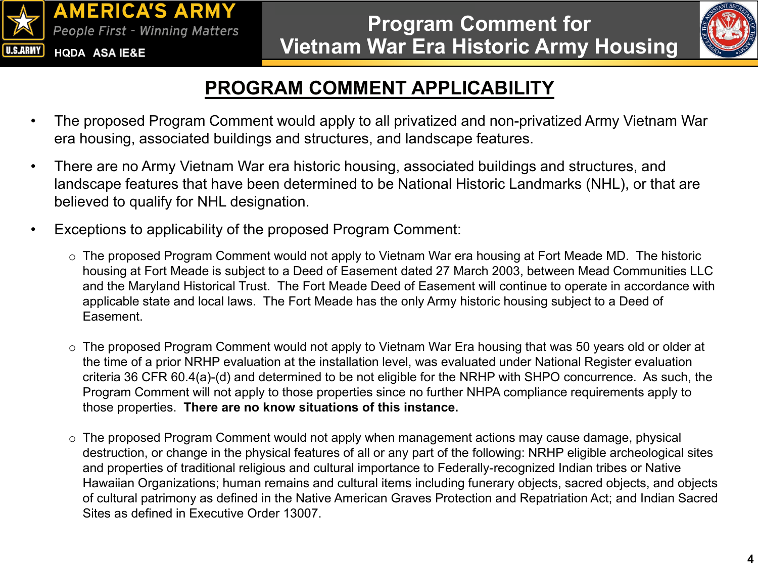## PROGRAM COMMENT APPLICABILITY

- The proposed Program Comment would apply to all privatized and non-privatized Army Vietnam War era housing, associated buildings and structures, and landscape features.
- There are no Army Vietnam War era historic housing, associated buildings and structures, and landscape features that have been determined to be National Historic Landmarks (NHL), or that are believed to qualify for NHL designation.
- Exceptions to applicability of the proposed Program Comment:
  - The proposed Program Comment would not apply to Vietnam War era housing at Fort Meade MD. The historic housing at Fort Meade is subject to a Deed of Easement dated 27 March 2003, between Mead Communities LLC and the Maryland Historical Trust. The Fort Meade Deed of Easement will continue to operate in accordance with applicable state and local laws. The Fort Meade has the only Army historic housing subject to a Deed of Easement.
  - The proposed Program Comment would not apply to Vietnam War Era housing that was 50 years old or older at the time of a prior NRHP evaluation at the installation level, was evaluated under National Register evaluation criteria 36 CFR 60.4(a)-(d) and determined to be not eligible for the NRHP with SHPO concurrence. As such, the Program Comment will not apply to those properties since no further NHPA compliance requirements apply to those properties. **There are no know situations of this instance.**
  - The proposed Program Comment would not apply when management actions may cause damage, physical destruction, or change in the physical features of all or any part of the following: NRHP eligible archeological sites and properties of traditional religious and cultural importance to Federally-recognized Indian tribes or Native Hawaiian Organizations; human remains and cultural items including funerary objects, sacred objects, and objects of cultural patrimony as defined in the Native American Graves Protection and Repatriation Act; and Indian Sacred Sites as defined in Executive Order 13007.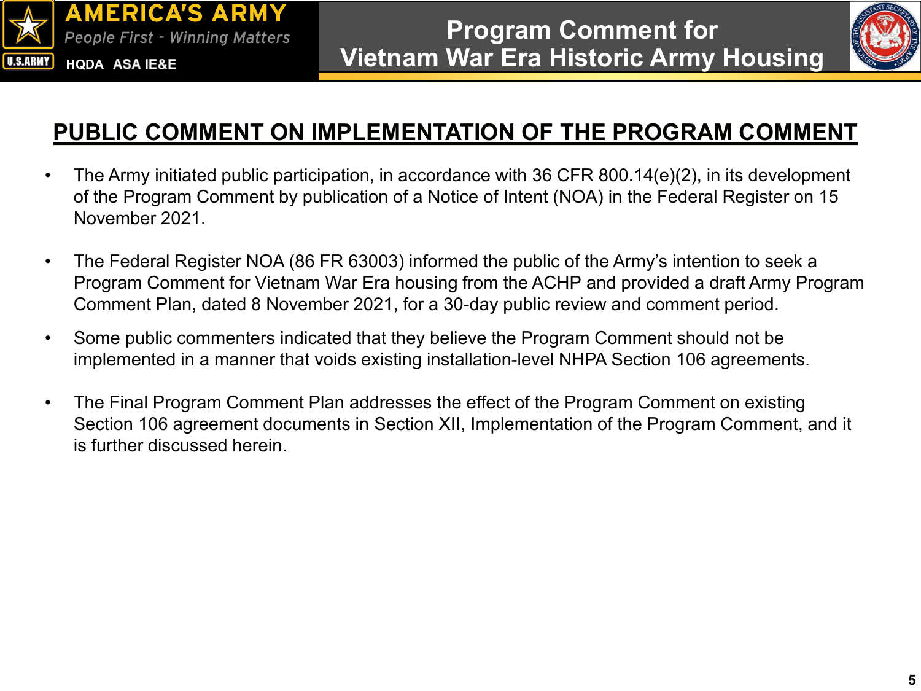## PUBLIC COMMENT ON IMPLEMENTATION OF THE PROGRAM COMMENT

- The Army initiated public participation, in accordance with 36 CFR 800.14(e)(2), in its development of the Program Comment by publication of a Notice of Intent (NOA) in the Federal Register on 15 November 2021.
- The Federal Register NOA (86 FR 63003) informed the public of the Army's intention to seek a Program Comment for Vietnam War Era housing from the ACHP and provided a draft Army Program Comment Plan, dated 8 November 2021, for a 30-day public review and comment period.
- Some public commenters indicated that they believe the Program Comment should not be implemented in a manner that voids existing installation-level NHPA Section 106 agreements.
- The Final Program Comment Plan addresses the effect of the Program Comment on existing Section 106 agreement documents in Section XII, Implementation of the Program Comment, and it is further discussed herein.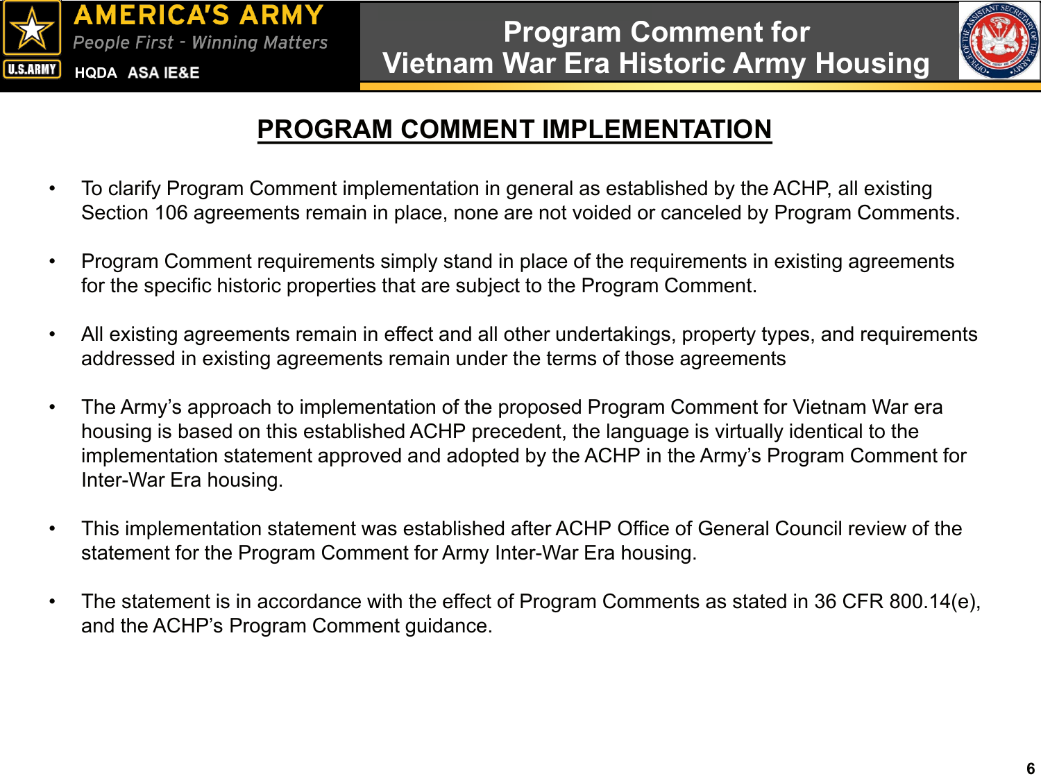## PROGRAM COMMENT IMPLEMENTATION

- To clarify Program Comment implementation in general as established by the ACHP, all existing Section 106 agreements remain in place, none are not voided or canceled by Program Comments.
- Program Comment requirements simply stand in place of the requirements in existing agreements for the specific historic properties that are subject to the Program Comment.
- All existing agreements remain in effect and all other undertakings, property types, and requirements addressed in existing agreements remain under the terms of those agreements
- The Army's approach to implementation of the proposed Program Comment for Vietnam War era housing is based on this established ACHP precedent, the language is virtually identical to the implementation statement approved and adopted by the ACHP in the Army's Program Comment for Inter-War Era housing.
- This implementation statement was established after ACHP Office of General Council review of the statement for the Program Comment for Army Inter-War Era housing.
- The statement is in accordance with the effect of Program Comments as stated in 36 CFR 800.14(e), and the ACHP's Program Comment guidance.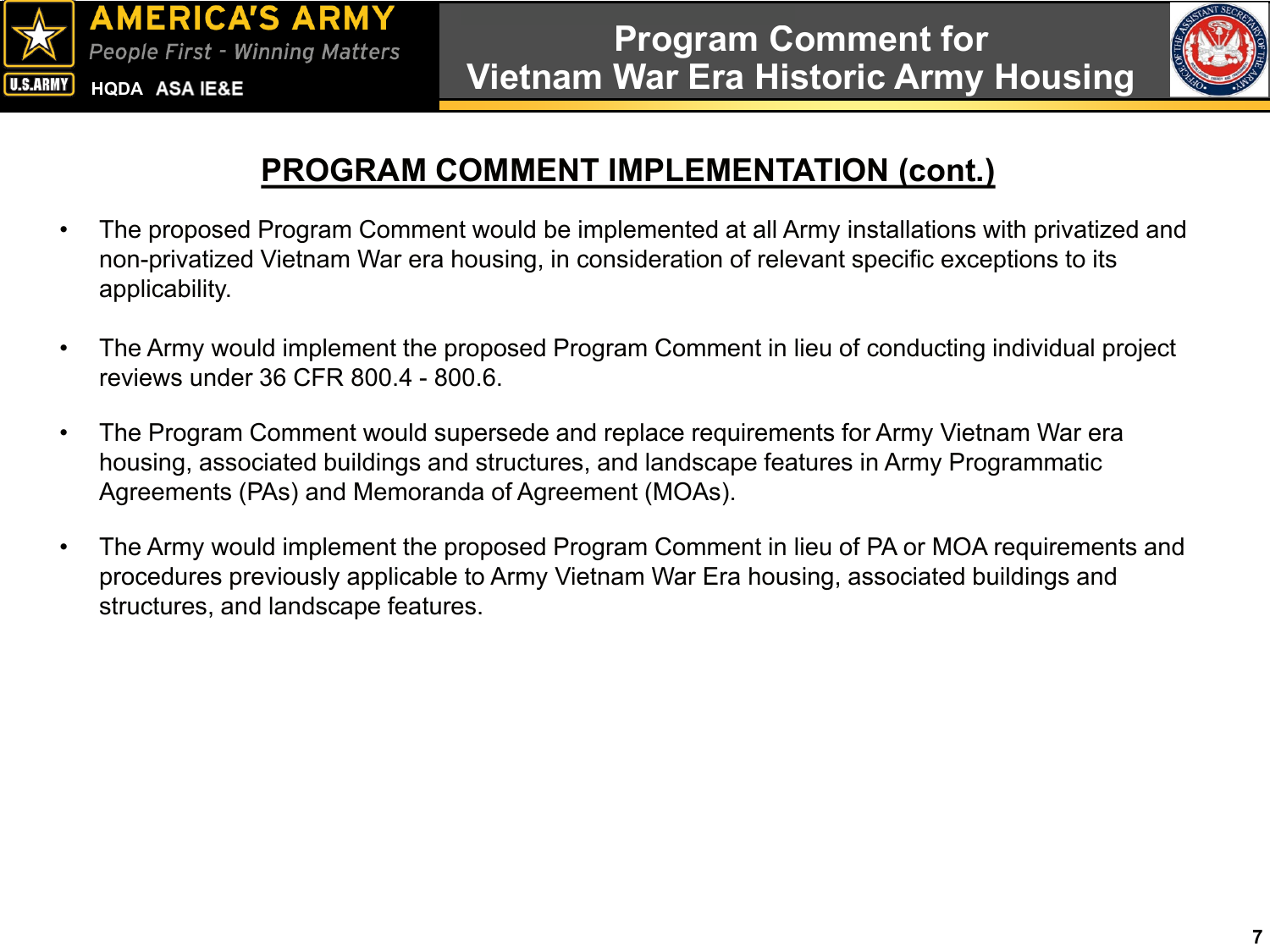## PROGRAM COMMENT IMPLEMENTATION (cont.)

- The proposed Program Comment would be implemented at all Army installations with privatized and non-privatized Vietnam War era housing, in consideration of relevant specific exceptions to its applicability.
- The Army would implement the proposed Program Comment in lieu of conducting individual project reviews under 36 CFR 800.4 - 800.6.
- The Program Comment would supersede and replace requirements for Army Vietnam War era housing, associated buildings and structures, and landscape features in Army Programmatic Agreements (PAs) and Memoranda of Agreement (MOAs).
- The Army would implement the proposed Program Comment in lieu of PA or MOA requirements and procedures previously applicable to Army Vietnam War Era housing, associated buildings and structures, and landscape features.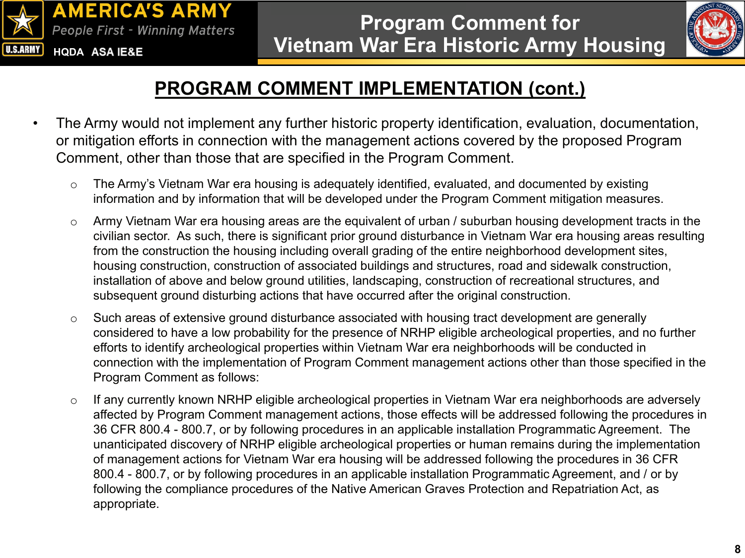## PROGRAM COMMENT IMPLEMENTATION (cont.)

- The Army would not implement any further historic property identification, evaluation, documentation, or mitigation efforts in connection with the management actions covered by the proposed Program Comment, other than those that are specified in the Program Comment.
  - The Army's Vietnam War era housing is adequately identified, evaluated, and documented by existing information and by information that will be developed under the Program Comment mitigation measures.
  - Army Vietnam War era housing areas are the equivalent of urban / suburban housing development tracts in the civilian sector. As such, there is significant prior ground disturbance in Vietnam War era housing areas resulting from the construction the housing including overall grading of the entire neighborhood development sites, housing construction, construction of associated buildings and structures, road and sidewalk construction, installation of above and below ground utilities, landscaping, construction of recreational structures, and subsequent ground disturbing actions that have occurred after the original construction.
  - Such areas of extensive ground disturbance associated with housing tract development are generally considered to have a low probability for the presence of NRHP eligible archeological properties, and no further efforts to identify archeological properties within Vietnam War era neighborhoods will be conducted in connection with the implementation of Program Comment management actions other than those specified in the Program Comment as follows:
  - If any currently known NRHP eligible archeological properties in Vietnam War era neighborhoods are adversely affected by Program Comment management actions, those effects will be addressed following the procedures in 36 CFR 800.4 - 800.7, or by following procedures in an applicable installation Programmatic Agreement. The unanticipated discovery of NRHP eligible archeological properties or human remains during the implementation of management actions for Vietnam War era housing will be addressed following the procedures in 36 CFR 800.4 - 800.7, or by following procedures in an applicable installation Programmatic Agreement, and / or by following the compliance procedures of the Native American Graves Protection and Repatriation Act, as appropriate.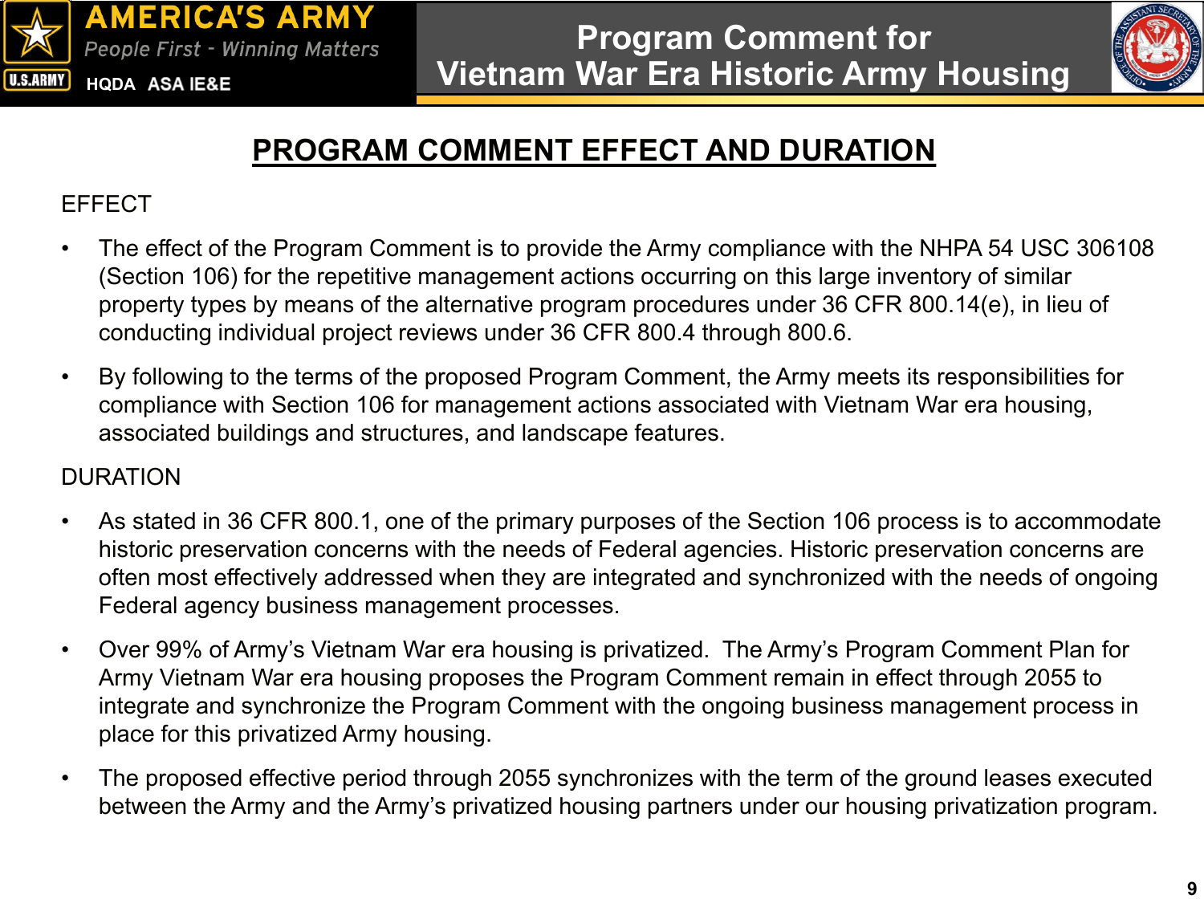# PROGRAM COMMENT EFFECT AND DURATION

EFFECT

- The effect of the Program Comment is to provide the Army compliance with the NHPA 54 USC 306108 (Section 106) for the repetitive management actions occurring on this large inventory of similar property types by means of the alternative program procedures under 36 CFR 800.14(e), in lieu of conducting individual project reviews under 36 CFR 800.4 through 800.6.
- By following to the terms of the proposed Program Comment, the Army meets its responsibilities for compliance with Section 106 for management actions associated with Vietnam War era housing, associated buildings and structures, and landscape features.

DURATION

- As stated in 36 CFR 800.1, one of the primary purposes of the Section 106 process is to accommodate historic preservation concerns with the needs of Federal agencies. Historic preservation concerns are often most effectively addressed when they are integrated and synchronized with the needs of ongoing Federal agency business management processes.
- Over 99% of Army's Vietnam War era housing is privatized. The Army's Program Comment Plan for Army Vietnam War era housing proposes the Program Comment remain in effect through 2055 to integrate and synchronize the Program Comment with the ongoing business management process in place for this privatized Army housing.
- The proposed effective period through 2055 synchronizes with the term of the ground leases executed between the Army and the Army's privatized housing partners under our housing privatization program.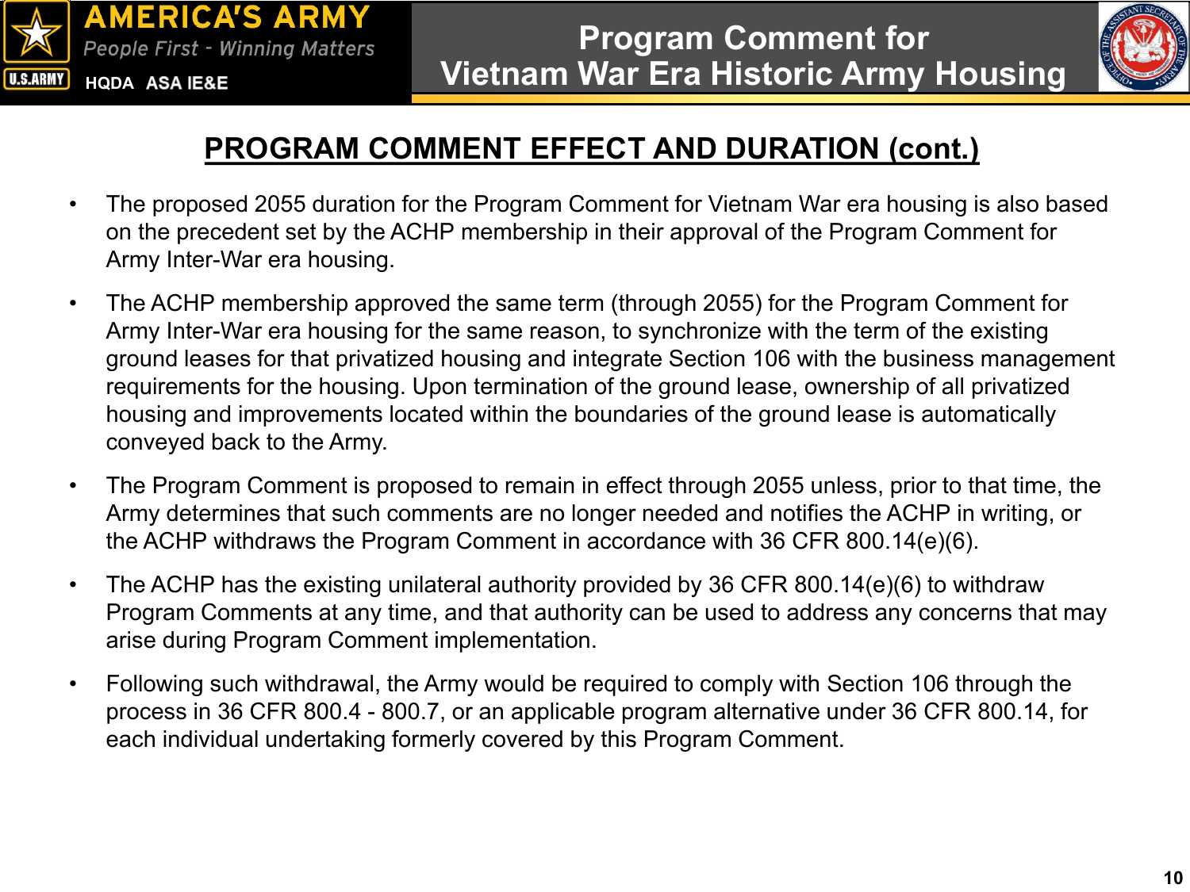## PROGRAM COMMENT EFFECT AND DURATION (cont.)

- The proposed 2055 duration for the Program Comment for Vietnam War era housing is also based on the precedent set by the ACHP membership in their approval of the Program Comment for Army Inter-War era housing.
- The ACHP membership approved the same term (through 2055) for the Program Comment for Army Inter-War era housing for the same reason, to synchronize with the term of the existing ground leases for that privatized housing and integrate Section 106 with the business management requirements for the housing. Upon termination of the ground lease, ownership of all privatized housing and improvements located within the boundaries of the ground lease is automatically conveyed back to the Army.
- The Program Comment is proposed to remain in effect through 2055 unless, prior to that time, the Army determines that such comments are no longer needed and notifies the ACHP in writing, or the ACHP withdraws the Program Comment in accordance with 36 CFR 800.14(e)(6).
- The ACHP has the existing unilateral authority provided by 36 CFR 800.14(e)(6) to withdraw Program Comments at any time, and that authority can be used to address any concerns that may arise during Program Comment implementation.
- Following such withdrawal, the Army would be required to comply with Section 106 through the process in 36 CFR 800.4 - 800.7, or an applicable program alternative under 36 CFR 800.14, for each individual undertaking formerly covered by this Program Comment.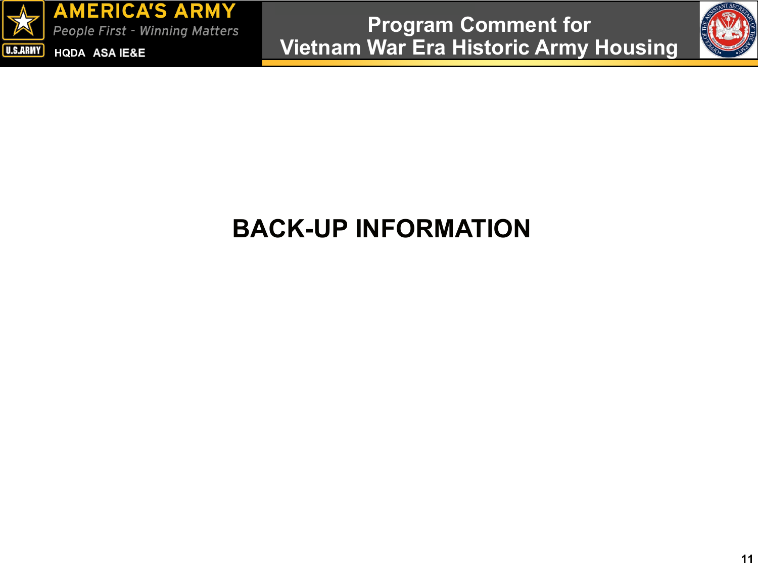# BACK-UP INFORMATION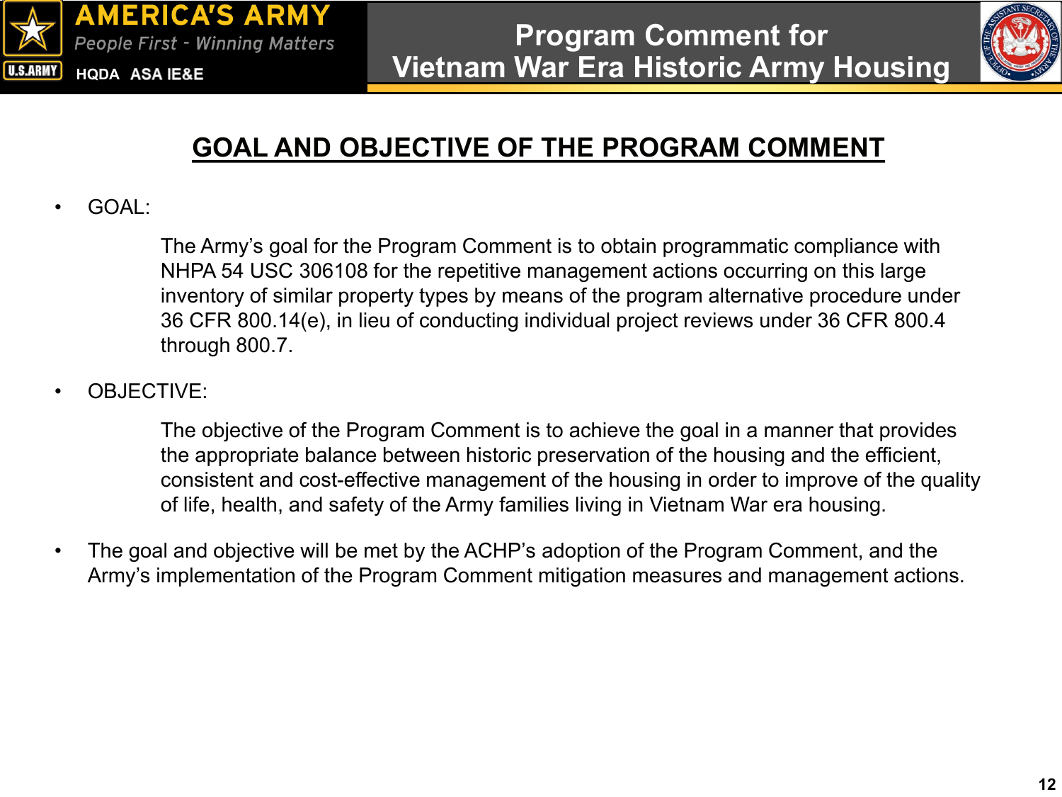## GOAL AND OBJECTIVE OF THE PROGRAM COMMENT

- GOAL:

  The Army's goal for the Program Comment is to obtain programmatic compliance with NHPA 54 USC 306108 for the repetitive management actions occurring on this large inventory of similar property types by means of the program alternative procedure under 36 CFR 800.14(e), in lieu of conducting individual project reviews under 36 CFR 800.4 through 800.7.

- OBJECTIVE:

  The objective of the Program Comment is to achieve the goal in a manner that provides the appropriate balance between historic preservation of the housing and the efficient, consistent and cost-effective management of the housing in order to improve of the quality of life, health, and safety of the Army families living in Vietnam War era housing.

- The goal and objective will be met by the ACHP's adoption of the Program Comment, and the Army's implementation of the Program Comment mitigation measures and management actions.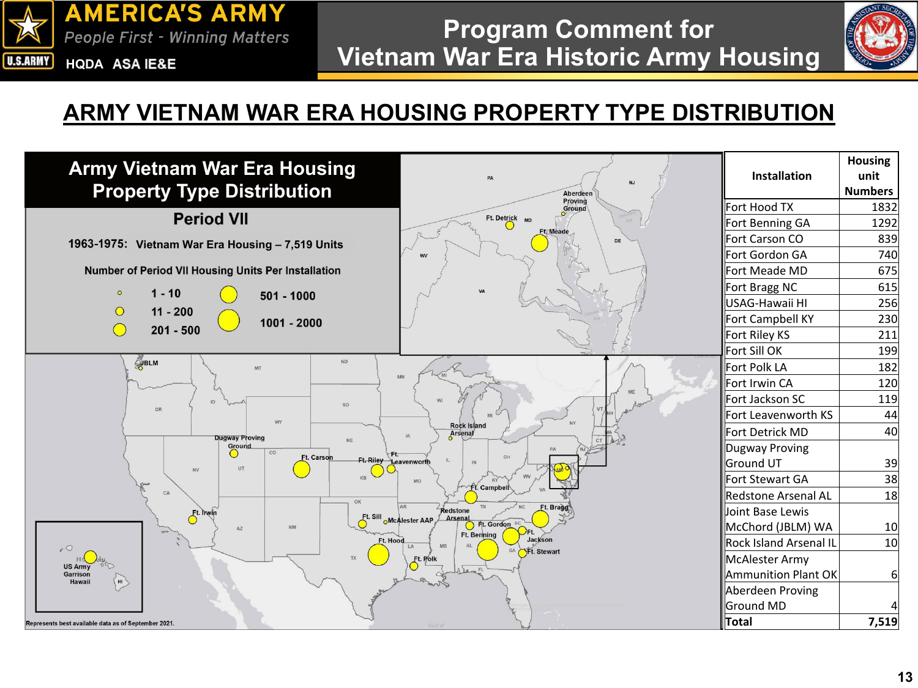# ARMY VIETNAM WAR ERA HOUSING PROPERTY TYPE DISTRIBUTION

## Army Vietnam War Era Housing Property Type Distribution

### Period VII

**1963-1975: Vietnam War Era Housing – 7,519 Units**

**Number of Period VII Housing Units Per Installation**

- 1 - 10
- 11 - 200
- 201 - 500
- 501 - 1000
- 1001 - 2000

Represents best available data as of September 2021.

| Installation | Housing unit Numbers |
|---|---|
| Fort Hood TX | 1832 |
| Fort Benning GA | 1292 |
| Fort Carson CO | 839 |
| Fort Gordon GA | 740 |
| Fort Meade MD | 675 |
| Fort Bragg NC | 615 |
| USAG-Hawaii HI | 256 |
| Fort Campbell KY | 230 |
| Fort Riley KS | 211 |
| Fort Sill OK | 199 |
| Fort Polk LA | 182 |
| Fort Irwin CA | 120 |
| Fort Jackson SC | 119 |
| Fort Leavenworth KS | 44 |
| Fort Detrick MD | 40 |
| Dugway Proving Ground UT | 39 |
| Fort Stewart GA | 38 |
| Redstone Arsenal AL | 18 |
| Joint Base Lewis McChord (JBLM) WA | 10 |
| Rock Island Arsenal IL | 10 |
| McAlester Army Ammunition Plant OK | 6 |
| Aberdeen Proving Ground MD | 4 |
| **Total** | **7,519** |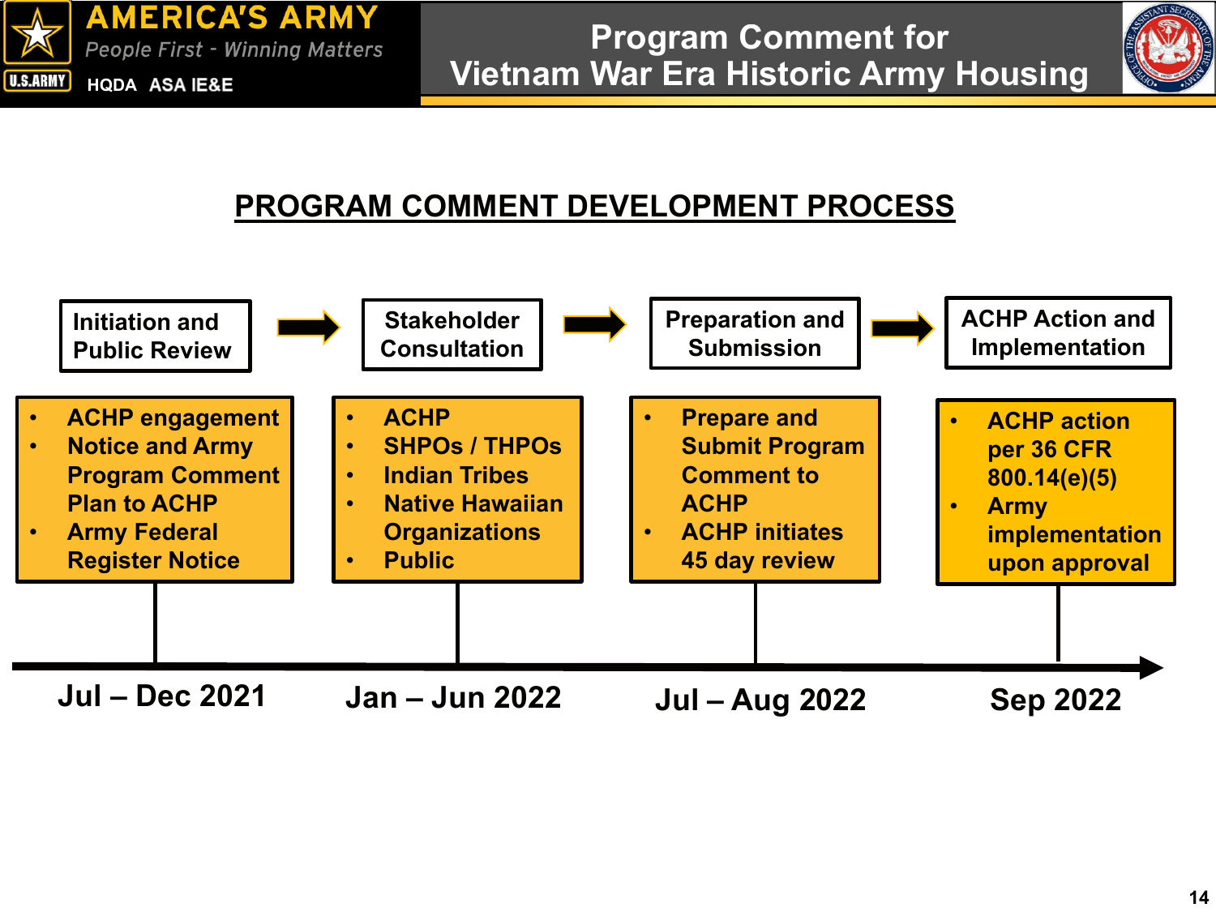# Program Comment for Vietnam War Era Historic Army Housing

AMERICA'S ARMY

*People First - Winning Matters*

HQDA ASA IE&E

## PROGRAM COMMENT DEVELOPMENT PROCESS

### Initiation and Public Review

- ACHP engagement
- Notice and Army Program Comment Plan to ACHP
- Army Federal Register Notice

Jul – Dec 2021

### Stakeholder Consultation

- ACHP
- SHPOs / THPOs
- Indian Tribes
- Native Hawaiian Organizations
- Public

Jan – Jun 2022

### Preparation and Submission

- Prepare and Submit Program Comment to ACHP
- ACHP initiates 45 day review

Jul – Aug 2022

### ACHP Action and Implementation

- ACHP action per 36 CFR 800.14(e)(5)
- Army implementation upon approval

Sep 2022